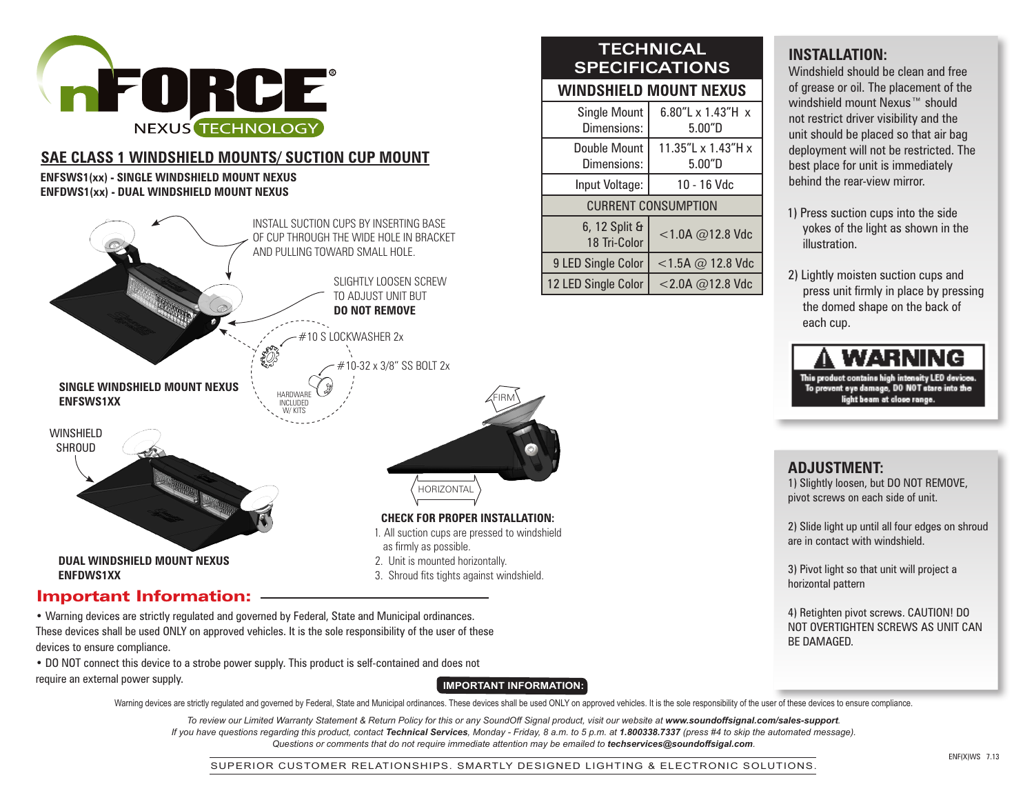# nFORCE® NEXUS TECHNOLOGY

## SAE CLASS 1 WINDSHIELD MOUNTS/ SUCTION CUP MOUNT

**ENFSWS1(xx) - SINGLE WINDSHIELD MOUNT NEXUS**
**ENFDWS1(xx) - DUAL WINDSHIELD MOUNT NEXUS**

INSTALL SUCTION CUPS BY INSERTING BASE OF CUP THROUGH THE WIDE HOLE IN BRACKET AND PULLING TOWARD SMALL HOLE.

SLIGHTLY LOOSEN SCREW TO ADJUST UNIT BUT **DO NOT REMOVE**

#10 S LOCKWASHER 2x

#10-32 x 3/8" SS BOLT 2x

HARDWARE INCLUDED W/ KITS

**SINGLE WINDSHIELD MOUNT NEXUS**
**ENFSWS1XX**

WINSHIELD SHROUD

**DUAL WINDSHIELD MOUNT NEXUS**
**ENFDWS1XX**

FIRM

HORIZONTAL

**CHECK FOR PROPER INSTALLATION:**

1. All suction cups are pressed to windshield as firmly as possible.
2. Unit is mounted horizontally.
3. Shroud fits tights against windshield.

## TECHNICAL SPECIFICATIONS

| WINDSHIELD MOUNT NEXUS | |
|---|---|
| Single Mount Dimensions: | 6.80"L x 1.43"H x 5.00"D |
| Double Mount Dimensions: | 11.35"L x 1.43"H x 5.00"D |
| Input Voltage: | 10 - 16 Vdc |
| CURRENT CONSUMPTION | |
| 6, 12 Split & 18 Tri-Color | <1.0A @12.8 Vdc |
| 9 LED Single Color | <1.5A @ 12.8 Vdc |
| 12 LED Single Color | <2.0A @12.8 Vdc |

## INSTALLATION:

Windshield should be clean and free of grease or oil. The placement of the windshield mount Nexus™ should not restrict driver visibility and the unit should be placed so that air bag deployment will not be restricted. The best place for unit is immediately behind the rear-view mirror.

1) Press suction cups into the side yokes of the light as shown in the illustration.

2) Lightly moisten suction cups and press unit firmly in place by pressing the domed shape on the back of each cup.

**⚠ WARNING**

**This product contains high intensity LED devices. To prevent eye damage, DO NOT stare into the light beam at close range.**

## ADJUSTMENT:

1) Slightly loosen, but DO NOT REMOVE, pivot screws on each side of unit.

2) Slide light up until all four edges on shroud are in contact with windshield.

3) Pivot light so that unit will project a horizontal pattern

4) Retighten pivot screws. CAUTION! DO NOT OVERTIGHTEN SCREWS AS UNIT CAN BE DAMAGED.

## Important Information:

• Warning devices are strictly regulated and governed by Federal, State and Municipal ordinances. These devices shall be used ONLY on approved vehicles. It is the sole responsibility of the user of these devices to ensure compliance.

• DO NOT connect this device to a strobe power supply. This product is self-contained and does not require an external power supply.

**IMPORTANT INFORMATION:**

Warning devices are strictly regulated and governed by Federal, State and Municipal ordinances. These devices shall be used ONLY on approved vehicles. It is the sole responsibility of the user of these devices to ensure compliance.

*To review our Limited Warranty Statement & Return Policy for this or any SoundOff Signal product, visit our website at **www.soundoffsignal.com/sales-support**. If you have questions regarding this product, contact **Technical Services**, Monday - Friday, 8 a.m. to 5 p.m. at **1.800338.7337** (press #4 to skip the automated message). Questions or comments that do not require immediate attention may be emailed to **techservices@soundoffsigal.com**.*

SUPERIOR CUSTOMER RELATIONSHIPS. SMARTLY DESIGNED LIGHTING & ELECTRONIC SOLUTIONS.

ENF(X)WS 7.13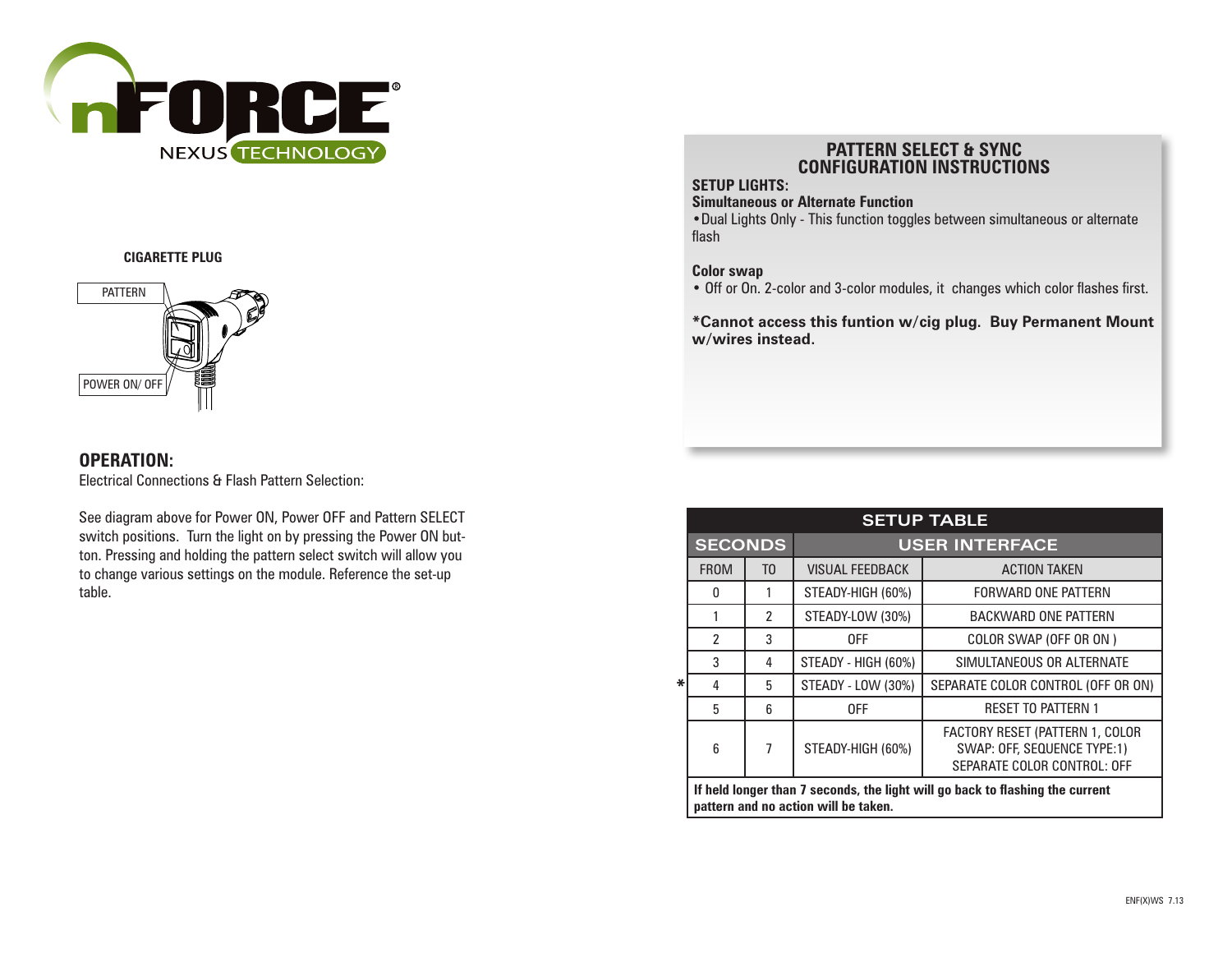**CIGARETTE PLUG**

PATTERN

POWER ON/ OFF

## OPERATION:

Electrical Connections & Flash Pattern Selection:

See diagram above for Power ON, Power OFF and Pattern SELECT switch positions. Turn the light on by pressing the Power ON button. Pressing and holding the pattern select switch will allow you to change various settings on the module. Reference the set-up table.

## PATTERN SELECT & SYNC CONFIGURATION INSTRUCTIONS

**SETUP LIGHTS:**

**Simultaneous or Alternate Function**

• Dual Lights Only - This function toggles between simultaneous or alternate flash

**Color swap**

• Off or On. 2-color and 3-color modules, it changes which color flashes first.

***Cannot access this funtion w/cig plug. Buy Permanent Mount w/wires instead.**

| SETUP TABLE | | | |
|---|---|---|---|
| **SECONDS** | | **USER INTERFACE** | |
| FROM | TO | VISUAL FEEDBACK | ACTION TAKEN |
| 0 | 1 | STEADY-HIGH (60%) | FORWARD ONE PATTERN |
| 1 | 2 | STEADY-LOW (30%) | BACKWARD ONE PATTERN |
| 2 | 3 | OFF | COLOR SWAP (OFF OR ON ) |
| 3 | 4 | STEADY - HIGH (60%) | SIMULTANEOUS OR ALTERNATE |
| * 4 | 5 | STEADY - LOW (30%) | SEPARATE COLOR CONTROL (OFF OR ON) |
| 5 | 6 | OFF | RESET TO PATTERN 1 |
| 6 | 7 | STEADY-HIGH (60%) | FACTORY RESET (PATTERN 1, COLOR SWAP: OFF, SEQUENCE TYPE:1) SEPARATE COLOR CONTROL: OFF |
| **If held longer than 7 seconds, the light will go back to flashing the current pattern and no action will be taken.** | | | |

ENF(X)WS 7.13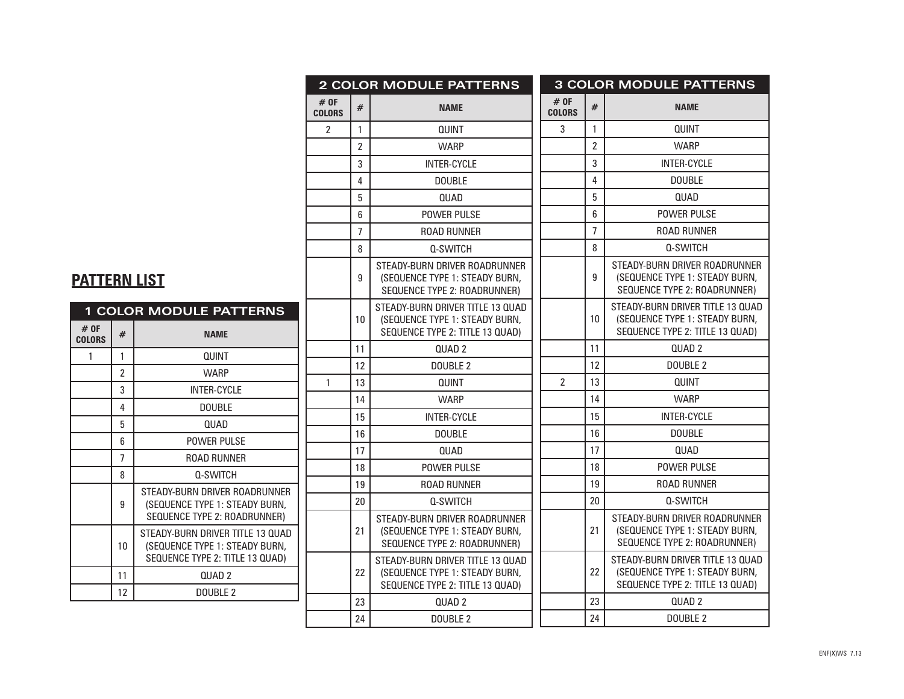## PATTERN LIST

| 1 COLOR MODULE PATTERNS | | |
|---|---|---|
| # OF COLORS | # | NAME |
| 1 | 1 | QUINT |
| | 2 | WARP |
| | 3 | INTER-CYCLE |
| | 4 | DOUBLE |
| | 5 | QUAD |
| | 6 | POWER PULSE |
| | 7 | ROAD RUNNER |
| | 8 | Q-SWITCH |
| | 9 | STEADY-BURN DRIVER ROADRUNNER (SEQUENCE TYPE 1: STEADY BURN, SEQUENCE TYPE 2: ROADRUNNER) |
| | 10 | STEADY-BURN DRIVER TITLE 13 QUAD (SEQUENCE TYPE 1: STEADY BURN, SEQUENCE TYPE 2: TITLE 13 QUAD) |
| | 11 | QUAD 2 |
| | 12 | DOUBLE 2 |

| 2 COLOR MODULE PATTERNS | | |
|---|---|---|
| # OF COLORS | # | NAME |
| 2 | 1 | QUINT |
| | 2 | WARP |
| | 3 | INTER-CYCLE |
| | 4 | DOUBLE |
| | 5 | QUAD |
| | 6 | POWER PULSE |
| | 7 | ROAD RUNNER |
| | 8 | Q-SWITCH |
| | 9 | STEADY-BURN DRIVER ROADRUNNER (SEQUENCE TYPE 1: STEADY BURN, SEQUENCE TYPE 2: ROADRUNNER) |
| | 10 | STEADY-BURN DRIVER TITLE 13 QUAD (SEQUENCE TYPE 1: STEADY BURN, SEQUENCE TYPE 2: TITLE 13 QUAD) |
| | 11 | QUAD 2 |
| | 12 | DOUBLE 2 |
| 1 | 13 | QUINT |
| | 14 | WARP |
| | 15 | INTER-CYCLE |
| | 16 | DOUBLE |
| | 17 | QUAD |
| | 18 | POWER PULSE |
| | 19 | ROAD RUNNER |
| | 20 | Q-SWITCH |
| | 21 | STEADY-BURN DRIVER ROADRUNNER (SEQUENCE TYPE 1: STEADY BURN, SEQUENCE TYPE 2: ROADRUNNER) |
| | 22 | STEADY-BURN DRIVER TITLE 13 QUAD (SEQUENCE TYPE 1: STEADY BURN, SEQUENCE TYPE 2: TITLE 13 QUAD) |
| | 23 | QUAD 2 |
| | 24 | DOUBLE 2 |

| 3 COLOR MODULE PATTERNS | | |
|---|---|---|
| # OF COLORS | # | NAME |
| 3 | 1 | QUINT |
| | 2 | WARP |
| | 3 | INTER-CYCLE |
| | 4 | DOUBLE |
| | 5 | QUAD |
| | 6 | POWER PULSE |
| | 7 | ROAD RUNNER |
| | 8 | Q-SWITCH |
| | 9 | STEADY-BURN DRIVER ROADRUNNER (SEQUENCE TYPE 1: STEADY BURN, SEQUENCE TYPE 2: ROADRUNNER) |
| | 10 | STEADY-BURN DRIVER TITLE 13 QUAD (SEQUENCE TYPE 1: STEADY BURN, SEQUENCE TYPE 2: TITLE 13 QUAD) |
| | 11 | QUAD 2 |
| | 12 | DOUBLE 2 |
| 2 | 13 | QUINT |
| | 14 | WARP |
| | 15 | INTER-CYCLE |
| | 16 | DOUBLE |
| | 17 | QUAD |
| | 18 | POWER PULSE |
| | 19 | ROAD RUNNER |
| | 20 | Q-SWITCH |
| | 21 | STEADY-BURN DRIVER ROADRUNNER (SEQUENCE TYPE 1: STEADY BURN, SEQUENCE TYPE 2: ROADRUNNER) |
| | 22 | STEADY-BURN DRIVER TITLE 13 QUAD (SEQUENCE TYPE 1: STEADY BURN, SEQUENCE TYPE 2: TITLE 13 QUAD) |
| | 23 | QUAD 2 |
| | 24 | DOUBLE 2 |

ENF(X)WS 7.13